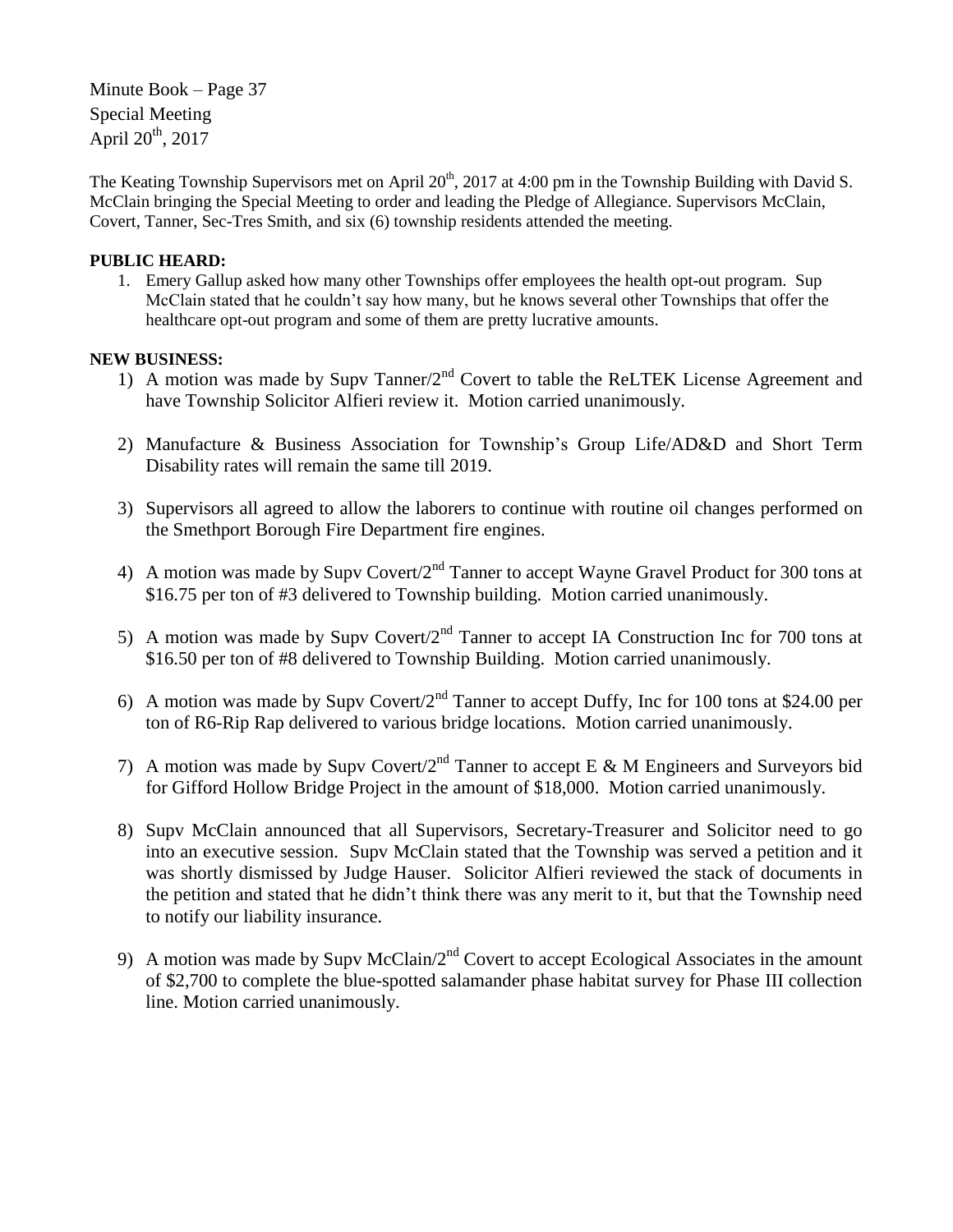Minute Book – Page 37
Special Meeting
April 20th, 2017

The Keating Township Supervisors met on April 20th, 2017 at 4:00 pm in the Township Building with David S. McClain bringing the Special Meeting to order and leading the Pledge of Allegiance. Supervisors McClain, Covert, Tanner, Sec-Tres Smith, and six (6) township residents attended the meeting.

**PUBLIC HEARD:**

1. Emery Gallup asked how many other Townships offer employees the health opt-out program. Sup McClain stated that he couldn't say how many, but he knows several other Townships that offer the healthcare opt-out program and some of them are pretty lucrative amounts.

**NEW BUSINESS:**

1) A motion was made by Supv Tanner/2nd Covert to table the ReLTEK License Agreement and have Township Solicitor Alfieri review it. Motion carried unanimously.

2) Manufacture & Business Association for Township's Group Life/AD&D and Short Term Disability rates will remain the same till 2019.

3) Supervisors all agreed to allow the laborers to continue with routine oil changes performed on the Smethport Borough Fire Department fire engines.

4) A motion was made by Supv Covert/2nd Tanner to accept Wayne Gravel Product for 300 tons at $16.75 per ton of #3 delivered to Township building. Motion carried unanimously.

5) A motion was made by Supv Covert/2nd Tanner to accept IA Construction Inc for 700 tons at $16.50 per ton of #8 delivered to Township Building. Motion carried unanimously.

6) A motion was made by Supv Covert/2nd Tanner to accept Duffy, Inc for 100 tons at $24.00 per ton of R6-Rip Rap delivered to various bridge locations. Motion carried unanimously.

7) A motion was made by Supv Covert/2nd Tanner to accept E & M Engineers and Surveyors bid for Gifford Hollow Bridge Project in the amount of $18,000. Motion carried unanimously.

8) Supv McClain announced that all Supervisors, Secretary-Treasurer and Solicitor need to go into an executive session. Supv McClain stated that the Township was served a petition and it was shortly dismissed by Judge Hauser. Solicitor Alfieri reviewed the stack of documents in the petition and stated that he didn't think there was any merit to it, but that the Township need to notify our liability insurance.

9) A motion was made by Supv McClain/2nd Covert to accept Ecological Associates in the amount of $2,700 to complete the blue-spotted salamander phase habitat survey for Phase III collection line. Motion carried unanimously.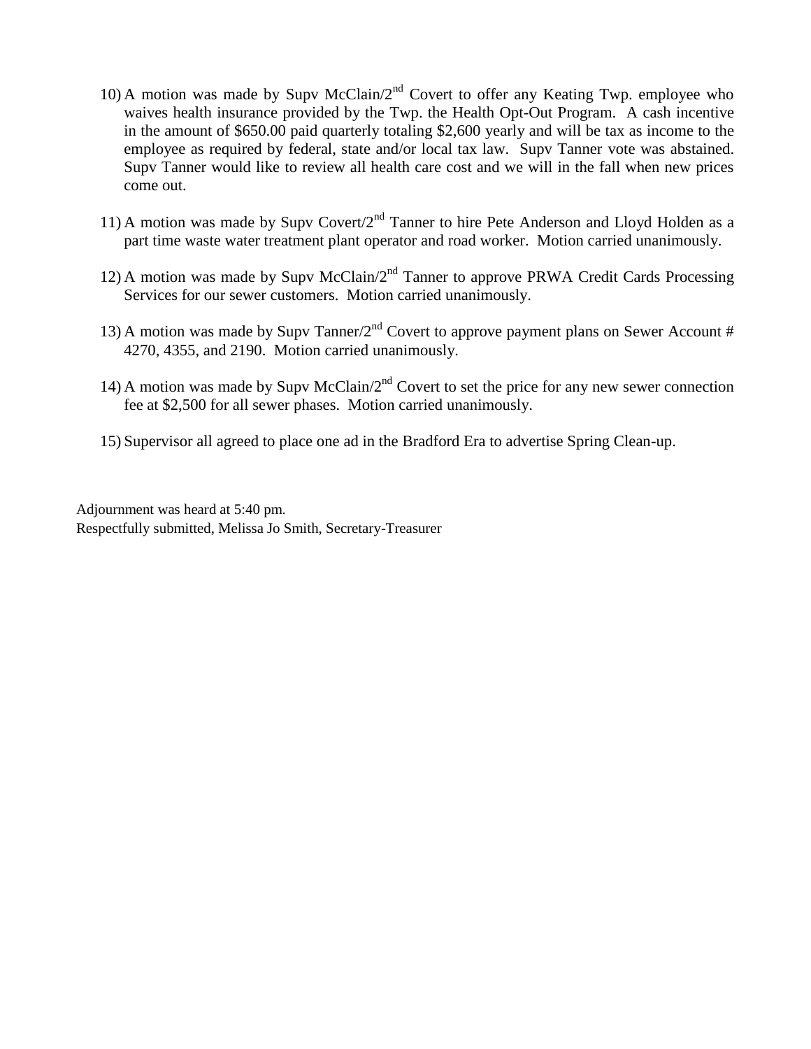10) A motion was made by Supv McClain/2nd Covert to offer any Keating Twp. employee who waives health insurance provided by the Twp. the Health Opt-Out Program. A cash incentive in the amount of $650.00 paid quarterly totaling $2,600 yearly and will be tax as income to the employee as required by federal, state and/or local tax law. Supv Tanner vote was abstained. Supv Tanner would like to review all health care cost and we will in the fall when new prices come out.

11) A motion was made by Supv Covert/2nd Tanner to hire Pete Anderson and Lloyd Holden as a part time waste water treatment plant operator and road worker. Motion carried unanimously.

12) A motion was made by Supv McClain/2nd Tanner to approve PRWA Credit Cards Processing Services for our sewer customers. Motion carried unanimously.

13) A motion was made by Supv Tanner/2nd Covert to approve payment plans on Sewer Account # 4270, 4355, and 2190. Motion carried unanimously.

14) A motion was made by Supv McClain/2nd Covert to set the price for any new sewer connection fee at $2,500 for all sewer phases. Motion carried unanimously.

15) Supervisor all agreed to place one ad in the Bradford Era to advertise Spring Clean-up.

Adjournment was heard at 5:40 pm.
Respectfully submitted, Melissa Jo Smith, Secretary-Treasurer